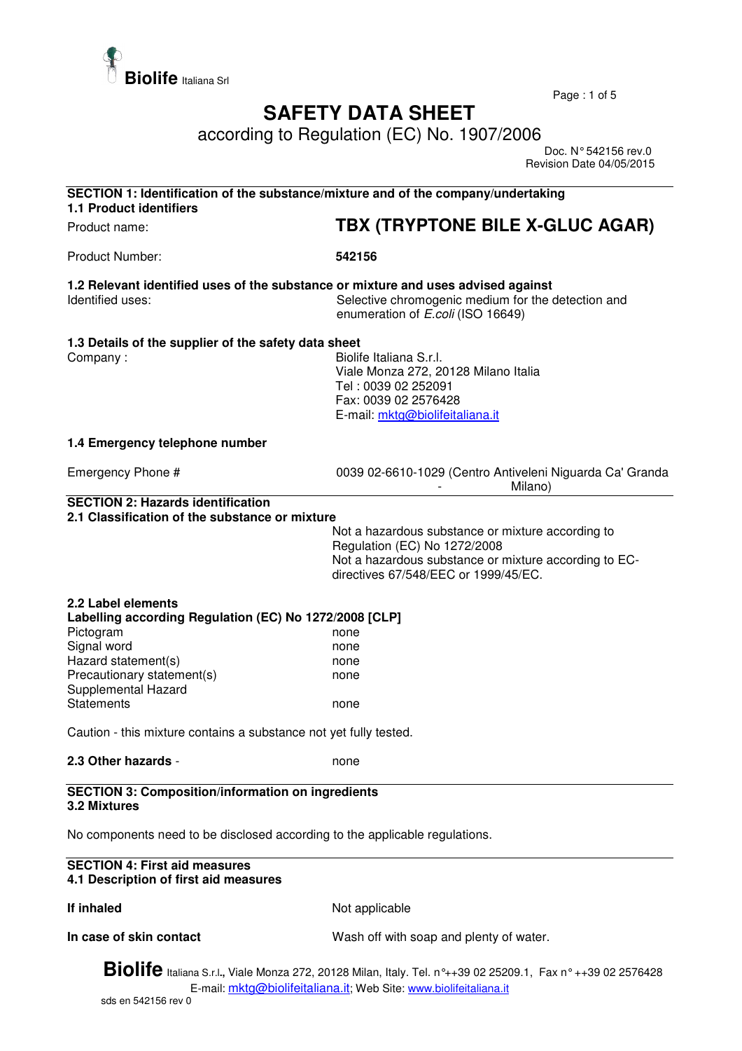Biolife Italiana Srl

# SAFETY DATA SHEET

according to Regulation (EC) No. 1907/2006

Doc. N° 542156 rev.0
Revision Date 04/05/2015

## SECTION 1: Identification of the substance/mixture and of the company/undertaking

### 1.1 Product identifiers

| | |
|---|---|
| Product name: | **TBX (TRYPTONE BILE X-GLUC AGAR)** |
| Product Number: | **542156** |

### 1.2 Relevant identified uses of the substance or mixture and uses advised against

| | |
|---|---|
| Identified uses: | Selective chromogenic medium for the detection and enumeration of *E.coli* (ISO 16649) |

### 1.3 Details of the supplier of the safety data sheet

| | |
|---|---|
| Company : | Biolife Italiana S.r.l.<br>Viale Monza 272, 20128 Milano Italia<br>Tel : 0039 02 252091<br>Fax: 0039 02 2576428<br>E-mail: mktg@biolifeitaliana.it |

### 1.4 Emergency telephone number

| | |
|---|---|
| Emergency Phone # | 0039 02-6610-1029 (Centro Antiveleni Niguarda Ca' Granda - Milano) |

## SECTION 2: Hazards identification

### 2.1 Classification of the substance or mixture

Not a hazardous substance or mixture according to Regulation (EC) No 1272/2008
Not a hazardous substance or mixture according to EC-directives 67/548/EEC or 1999/45/EC.

### 2.2 Label elements

**Labelling according Regulation (EC) No 1272/2008 [CLP]**

| | |
|---|---|
| Pictogram | none |
| Signal word | none |
| Hazard statement(s) | none |
| Precautionary statement(s) | none |
| Supplemental Hazard Statements | none |

Caution - this mixture contains a substance not yet fully tested.

**2.3 Other hazards** - none

## SECTION 3: Composition/information on ingredients

### 3.2 Mixtures

No components need to be disclosed according to the applicable regulations.

## SECTION 4: First aid measures

### 4.1 Description of first aid measures

| | |
|---|---|
| **If inhaled** | Not applicable |
| **In case of skin contact** | Wash off with soap and plenty of water. |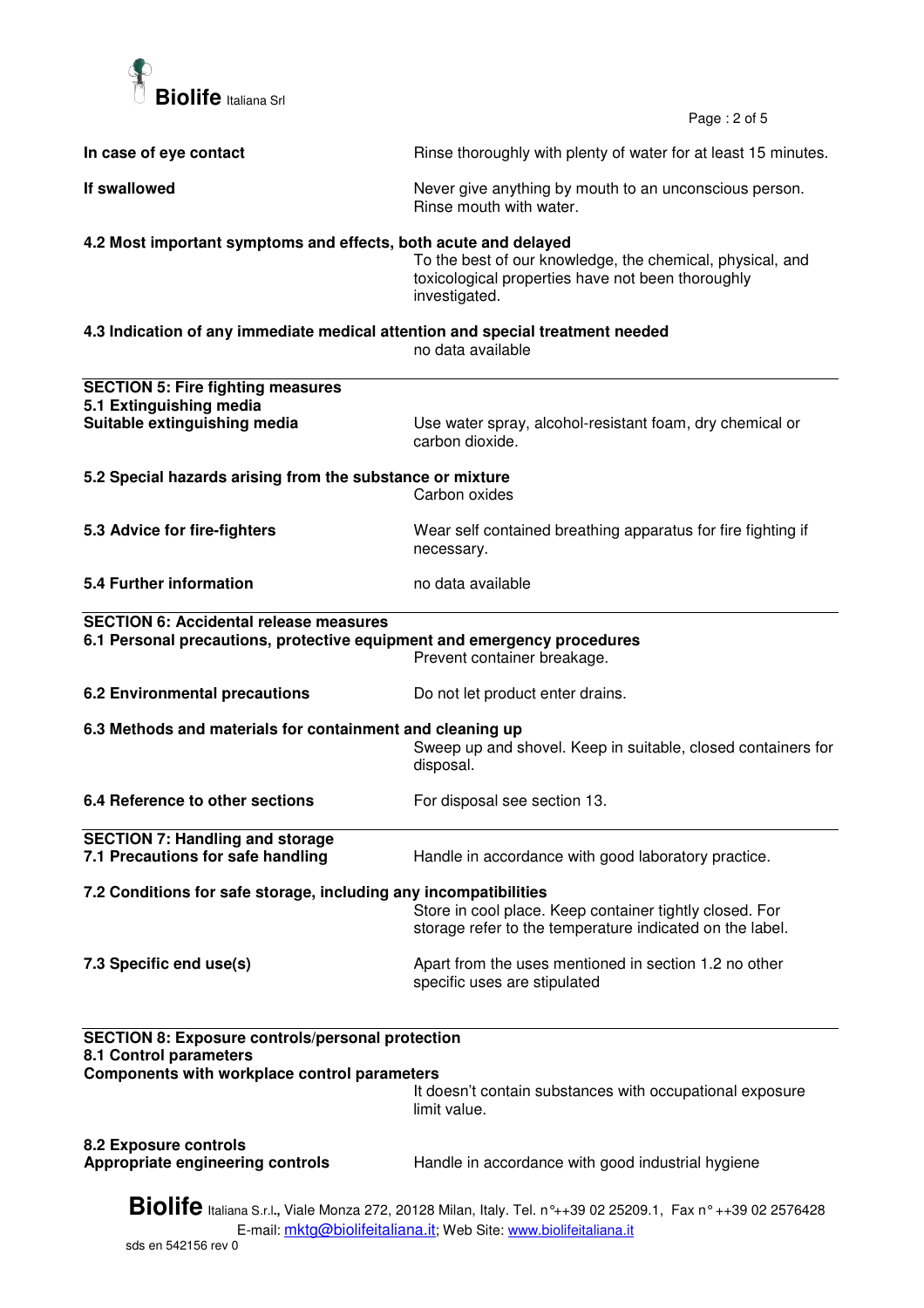**In case of eye contact** — Rinse thoroughly with plenty of water for at least 15 minutes.

**If swallowed** — Never give anything by mouth to an unconscious person. Rinse mouth with water.

**4.2 Most important symptoms and effects, both acute and delayed**

To the best of our knowledge, the chemical, physical, and toxicological properties have not been thoroughly investigated.

**4.3 Indication of any immediate medical attention and special treatment needed**

no data available

## SECTION 5: Fire fighting measures

**5.1 Extinguishing media**

**Suitable extinguishing media** — Use water spray, alcohol-resistant foam, dry chemical or carbon dioxide.

**5.2 Special hazards arising from the substance or mixture**

Carbon oxides

**5.3 Advice for fire-fighters** — Wear self contained breathing apparatus for fire fighting if necessary.

**5.4 Further information** — no data available

## SECTION 6: Accidental release measures

**6.1 Personal precautions, protective equipment and emergency procedures**

Prevent container breakage.

**6.2 Environmental precautions** — Do not let product enter drains.

**6.3 Methods and materials for containment and cleaning up**

Sweep up and shovel. Keep in suitable, closed containers for disposal.

**6.4 Reference to other sections** — For disposal see section 13.

## SECTION 7: Handling and storage

**7.1 Precautions for safe handling** — Handle in accordance with good laboratory practice.

**7.2 Conditions for safe storage, including any incompatibilities**

Store in cool place. Keep container tightly closed. For storage refer to the temperature indicated on the label.

**7.3 Specific end use(s)** — Apart from the uses mentioned in section 1.2 no other specific uses are stipulated

## SECTION 8: Exposure controls/personal protection

**8.1 Control parameters**

**Components with workplace control parameters**

It doesn't contain substances with occupational exposure limit value.

**8.2 Exposure controls**

**Appropriate engineering controls** — Handle in accordance with good industrial hygiene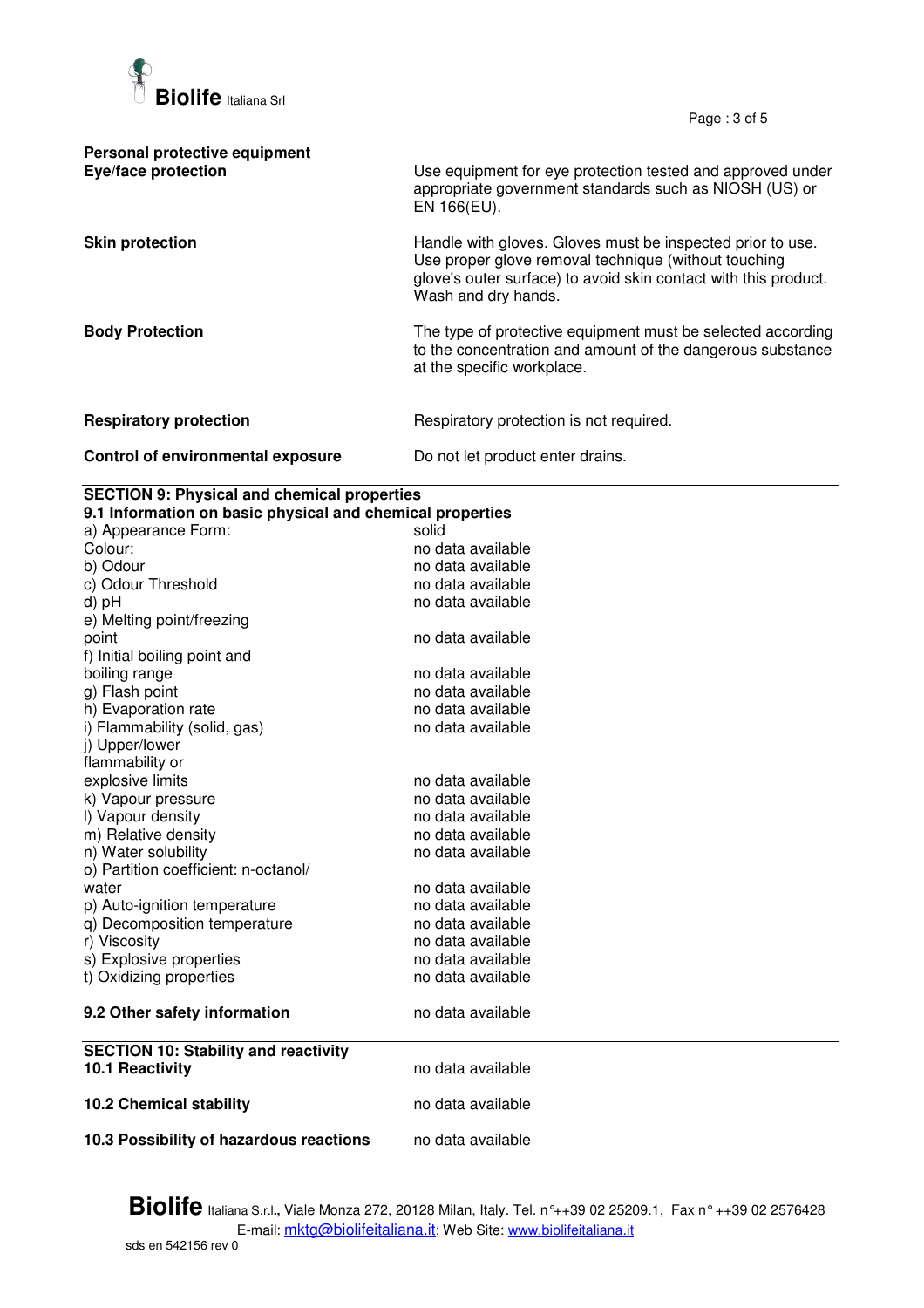**Personal protective equipment**

| | |
|---|---|
| **Eye/face protection** | Use equipment for eye protection tested and approved under appropriate government standards such as NIOSH (US) or EN 166(EU). |
| **Skin protection** | Handle with gloves. Gloves must be inspected prior to use. Use proper glove removal technique (without touching glove's outer surface) to avoid skin contact with this product. Wash and dry hands. |
| **Body Protection** | The type of protective equipment must be selected according to the concentration and amount of the dangerous substance at the specific workplace. |
| **Respiratory protection** | Respiratory protection is not required. |
| **Control of environmental exposure** | Do not let product enter drains. |

## SECTION 9: Physical and chemical properties

### 9.1 Information on basic physical and chemical properties

| | |
|---|---|
| a) Appearance Form: | solid |
| Colour: | no data available |
| b) Odour | no data available |
| c) Odour Threshold | no data available |
| d) pH | no data available |
| e) Melting point/freezing point | no data available |
| f) Initial boiling point and boiling range | no data available |
| g) Flash point | no data available |
| h) Evaporation rate | no data available |
| i) Flammability (solid, gas) | no data available |
| j) Upper/lower flammability or explosive limits | no data available |
| k) Vapour pressure | no data available |
| l) Vapour density | no data available |
| m) Relative density | no data available |
| n) Water solubility | no data available |
| o) Partition coefficient: n-octanol/ water | no data available |
| p) Auto-ignition temperature | no data available |
| q) Decomposition temperature | no data available |
| r) Viscosity | no data available |
| s) Explosive properties | no data available |
| t) Oxidizing properties | no data available |

| | |
|---|---|
| **9.2 Other safety information** | no data available |

## SECTION 10: Stability and reactivity

| | |
|---|---|
| **10.1 Reactivity** | no data available |
| **10.2 Chemical stability** | no data available |
| **10.3 Possibility of hazardous reactions** | no data available |

**Biolife** Italiana S.r.l., Viale Monza 272, 20128 Milan, Italy. Tel. n°++39 02 25209.1, Fax n° ++39 02 2576428
E-mail: mktg@biolifeitaliana.it; Web Site: www.biolifeitaliana.it
sds en 542156 rev 0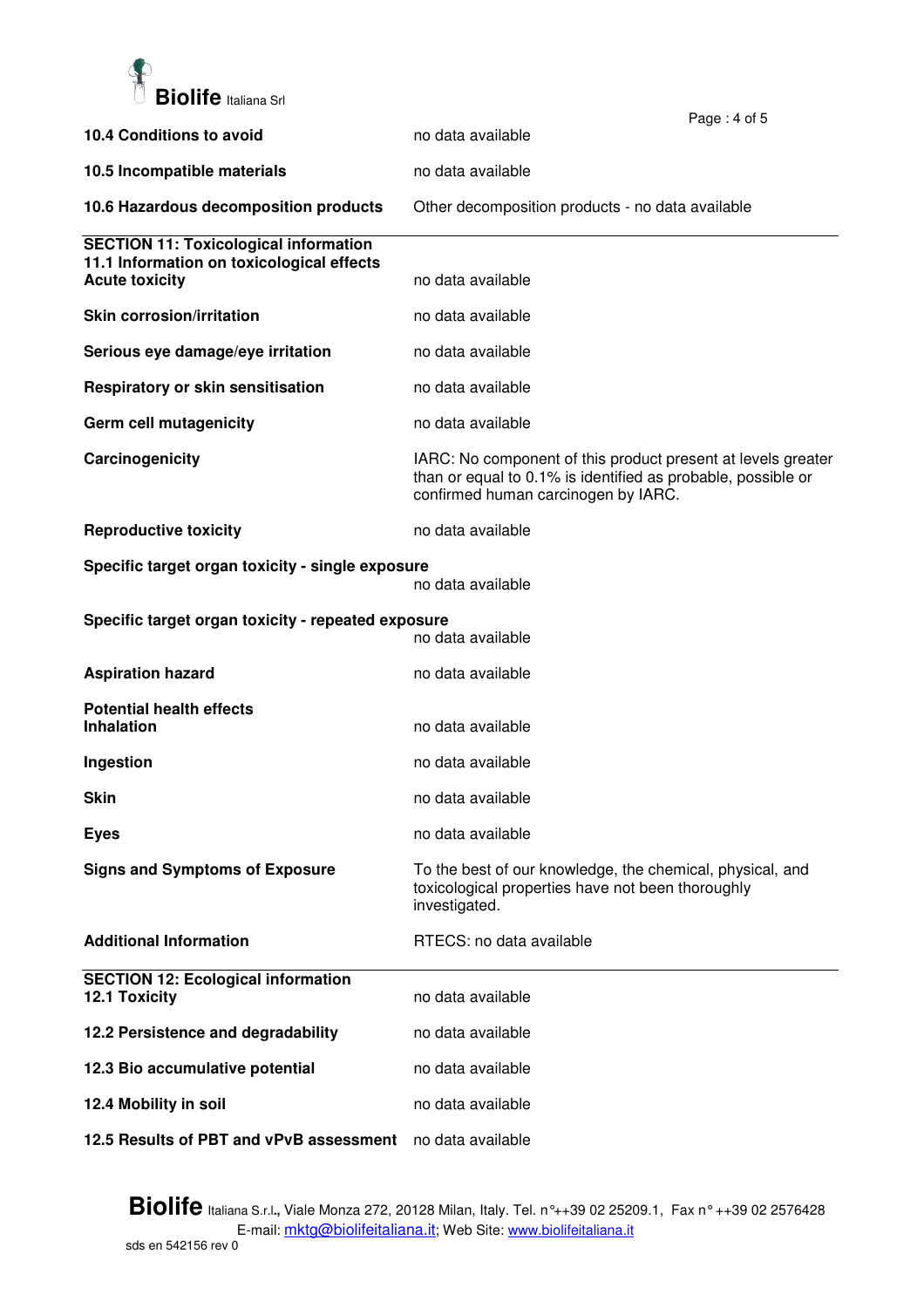**10.4 Conditions to avoid** no data available

**10.5 Incompatible materials** no data available

**10.6 Hazardous decomposition products** Other decomposition products - no data available

## SECTION 11: Toxicological information

### 11.1 Information on toxicological effects

**Acute toxicity** no data available

**Skin corrosion/irritation** no data available

**Serious eye damage/eye irritation** no data available

**Respiratory or skin sensitisation** no data available

**Germ cell mutagenicity** no data available

**Carcinogenicity** IARC: No component of this product present at levels greater than or equal to 0.1% is identified as probable, possible or confirmed human carcinogen by IARC.

**Reproductive toxicity** no data available

**Specific target organ toxicity - single exposure**
no data available

**Specific target organ toxicity - repeated exposure**
no data available

**Aspiration hazard** no data available

**Potential health effects**

**Inhalation** no data available

**Ingestion** no data available

**Skin** no data available

**Eyes** no data available

**Signs and Symptoms of Exposure** To the best of our knowledge, the chemical, physical, and toxicological properties have not been thoroughly investigated.

**Additional Information** RTECS: no data available

## SECTION 12: Ecological information

**12.1 Toxicity** no data available

**12.2 Persistence and degradability** no data available

**12.3 Bio accumulative potential** no data available

**12.4 Mobility in soil** no data available

**12.5 Results of PBT and vPvB assessment** no data available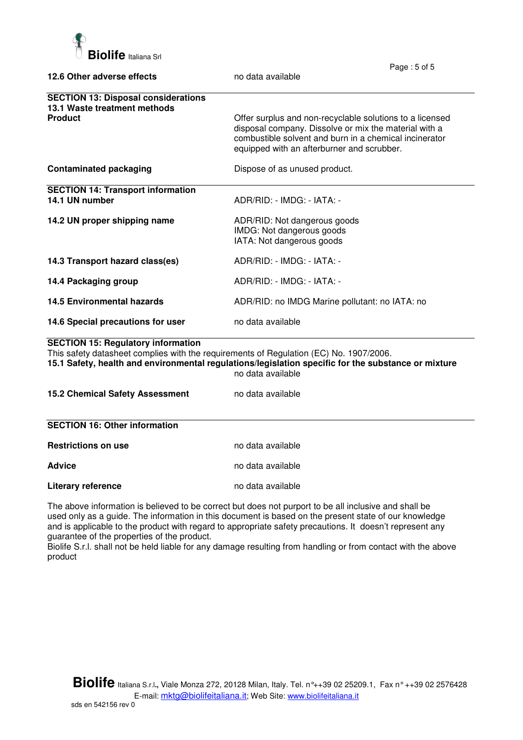**12.6 Other adverse effects** no data available

## SECTION 13: Disposal considerations

**13.1 Waste treatment methods**

**Product**

Offer surplus and non-recyclable solutions to a licensed disposal company. Dissolve or mix the material with a combustible solvent and burn in a chemical incinerator equipped with an afterburner and scrubber.

**Contaminated packaging**

Dispose of as unused product.

## SECTION 14: Transport information

| | |
|---|---|
| **14.1 UN number** | ADR/RID: - IMDG: - IATA: - |
| **14.2 UN proper shipping name** | ADR/RID: Not dangerous goods<br>IMDG: Not dangerous goods<br>IATA: Not dangerous goods |
| **14.3 Transport hazard class(es)** | ADR/RID: - IMDG: - IATA: - |
| **14.4 Packaging group** | ADR/RID: - IMDG: - IATA: - |
| **14.5 Environmental hazards** | ADR/RID: no IMDG Marine pollutant: no IATA: no |
| **14.6 Special precautions for user** | no data available |

## SECTION 15: Regulatory information

This safety datasheet complies with the requirements of Regulation (EC) No. 1907/2006.

**15.1 Safety, health and environmental regulations/legislation specific for the substance or mixture**

no data available

**15.2 Chemical Safety Assessment**

no data available

## SECTION 16: Other information

| | |
|---|---|
| **Restrictions on use** | no data available |
| **Advice** | no data available |
| **Literary reference** | no data available |

The above information is believed to be correct but does not purport to be all inclusive and shall be used only as a guide. The information in this document is based on the present state of our knowledge and is applicable to the product with regard to appropriate safety precautions. It doesn't represent any guarantee of the properties of the product.
Biolife S.r.l. shall not be held liable for any damage resulting from handling or from contact with the above product